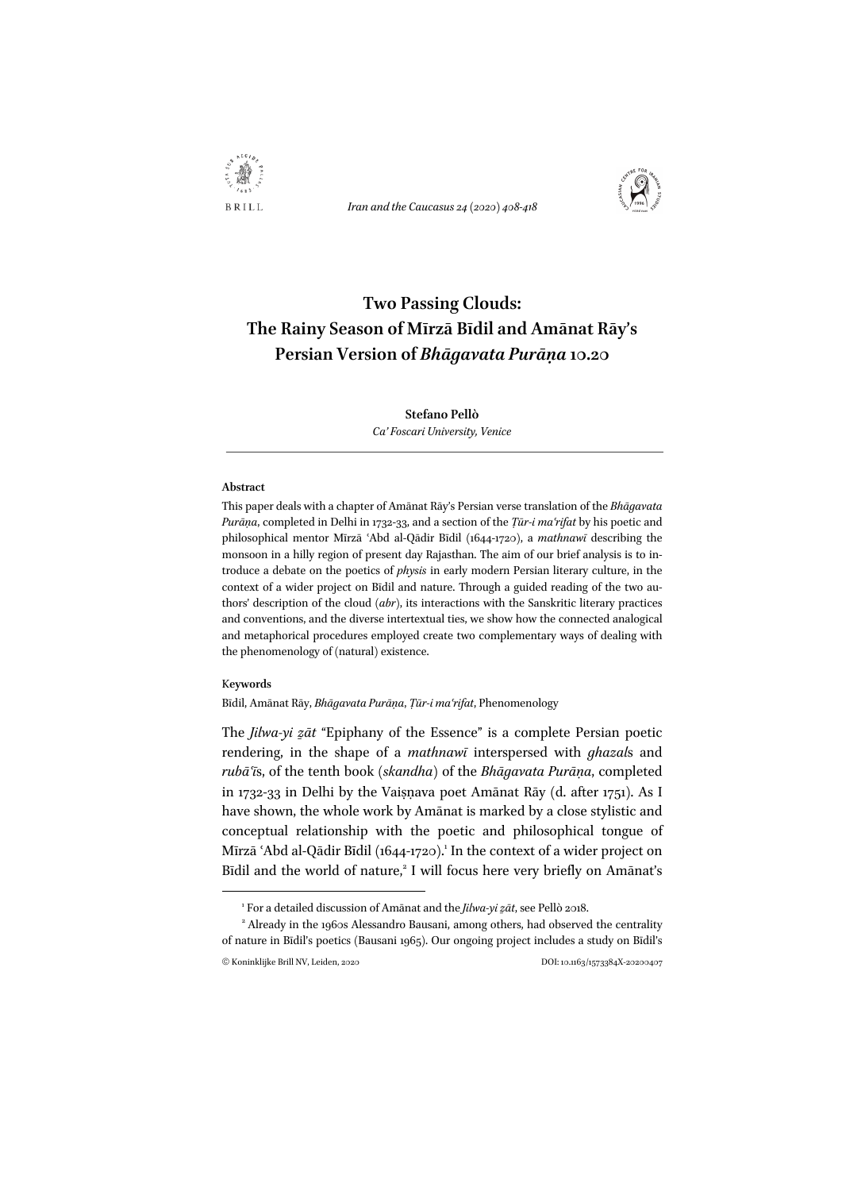# Two Passing Clouds: The Rainy Season of Mīrzā Bīdil and Amānat Rāy's Persian Version of *Bhāgavata Purāṇa* 10.20

**Stefano Pellò**
*Ca' Foscari University, Venice*

---

**Abstract**

This paper deals with a chapter of Amānat Rāy's Persian verse translation of the *Bhāgavata Purāṇa*, completed in Delhi in 1732-33, and a section of the *Ṭūr-i maʿrifat* by his poetic and philosophical mentor Mīrzā ʿAbd al-Qādir Bīdil (1644-1720), a *mathnawī* describing the monsoon in a hilly region of present day Rajasthan. The aim of our brief analysis is to introduce a debate on the poetics of *physis* in early modern Persian literary culture, in the context of a wider project on Bīdil and nature. Through a guided reading of the two authors' description of the cloud (*abr*), its interactions with the Sanskritic literary practices and conventions, and the diverse intertextual ties, we show how the connected analogical and metaphorical procedures employed create two complementary ways of dealing with the phenomenology of (natural) existence.

**Keywords**

Bīdil, Amānat Rāy, *Bhāgavata Purāṇa*, *Ṭūr-i maʿrifat*, Phenomenology

The *Jilwa-yi ẕāt* "Epiphany of the Essence" is a complete Persian poetic rendering, in the shape of a *mathnawī* interspersed with *ghazal*s and *rubāʿī*s, of the tenth book (*skandha*) of the *Bhāgavata Purāṇa*, completed in 1732-33 in Delhi by the Vaiṣṇava poet Amānat Rāy (d. after 1751). As I have shown, the whole work by Amānat is marked by a close stylistic and conceptual relationship with the poetic and philosophical tongue of Mīrzā ʿAbd al-Qādir Bīdil (1644-1720).[1] In the context of a wider project on Bīdil and the world of nature,[2] I will focus here very briefly on Amānat's

---

[1] For a detailed discussion of Amānat and the *Jilwa-yi ẕāt*, see Pellò 2018.

[2] Already in the 1960s Alessandro Bausani, among others, had observed the centrality of nature in Bīdil's poetics (Bausani 1965). Our ongoing project includes a study on Bīdil's

© Koninklijke Brill NV, Leiden, 2020 DOI: 10.1163/1573384X-20200407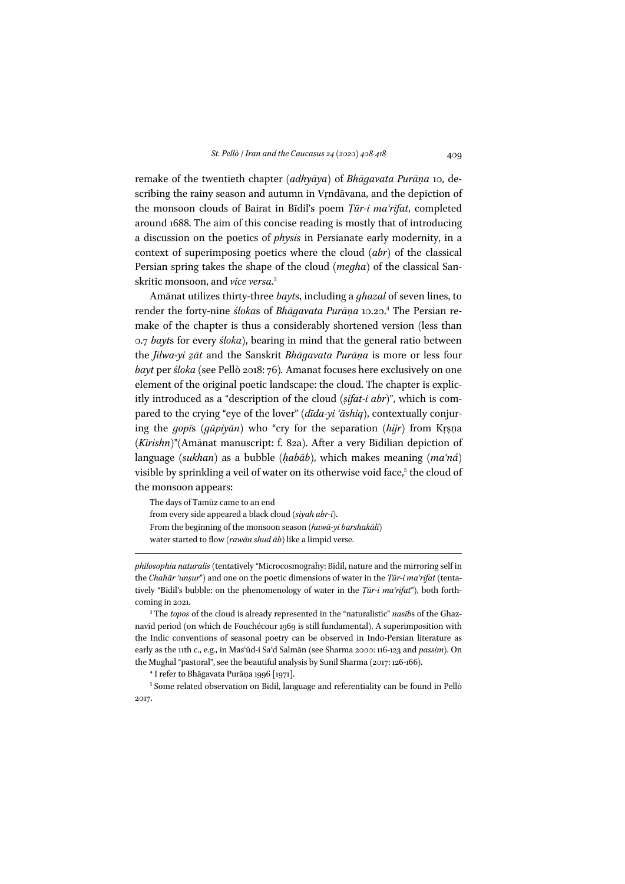remake of the twentieth chapter (*adhyāya*) of *Bhāgavata Purāṇa* 10, describing the rainy season and autumn in Vṛndāvana, and the depiction of the monsoon clouds of Bairat in Bīdil's poem *Ṭūr-i maʿrifat*, completed around 1688. The aim of this concise reading is mostly that of introducing a discussion on the poetics of *physis* in Persianate early modernity, in a context of superimposing poetics where the cloud (*abr*) of the classical Persian spring takes the shape of the cloud (*megha*) of the classical Sanskritic monsoon, and *vice versa*.[3]

Amānat utilizes thirty-three *bayt*s, including a *ghazal* of seven lines, to render the forty-nine *śloka*s of *Bhāgavata Purāṇa* 10.20.[4] The Persian remake of the chapter is thus a considerably shortened version (less than 0.7 *bayt*s for every *śloka*), bearing in mind that the general ratio between the *Jilwa-yi ẕāt* and the Sanskrit *Bhāgavata Purāṇa* is more or less four *bayt* per *śloka* (see Pellò 2018: 76). Amanat focuses here exclusively on one element of the original poetic landscape: the cloud. The chapter is explicitly introduced as a "description of the cloud (*ṣifat-i abr*)", which is compared to the crying "eye of the lover" (*dīda-yi ʿāshiq*), contextually conjuring the *gopī*s (*gūpiyān*) who "cry for the separation (*hijr*) from Kṛṣṇa (*Kirishn*)"(Amānat manuscript: f. 82a). After a very Bīdilian depiction of language (*sukhan*) as a bubble (*ḥabāb*), which makes meaning (*maʿná*) visible by sprinkling a veil of water on its otherwise void face,[5] the cloud of the monsoon appears:

> The days of Tamūz came to an end
> from every side appeared a black cloud (*siyah abr-ī*).
> From the beginning of the monsoon season (*hawā-yi barshakālī*)
> water started to flow (*rawān shud āb*) like a limpid verse.

---

*philosophia naturalis* (tentatively "Microcosmograhy: Bīdil, nature and the mirroring self in the *Chahār ʿunṣur*") and one on the poetic dimensions of water in the *Ṭūr-i maʿrifat* (tentatively "Bīdil's bubble: on the phenomenology of water in the *Ṭūr-i maʿrifat*"), both forthcoming in 2021.

[3] The *topos* of the cloud is already represented in the "naturalistic" *nasīb*s of the Ghaznavid period (on which de Fouchécour 1969 is still fundamental). A superimposition with the Indic conventions of seasonal poetry can be observed in Indo-Persian literature as early as the 11th c., e.g., in Masʿūd-i Saʿd Salmān (see Sharma 2000: 116-123 and *passim*). On the Mughal "pastoral", see the beautiful analysis by Sunil Sharma (2017: 126-166).

[4] I refer to Bhāgavata Purāṇa 1996 [1971].

[5] Some related observation on Bīdil, language and referentiality can be found in Pellò 2017.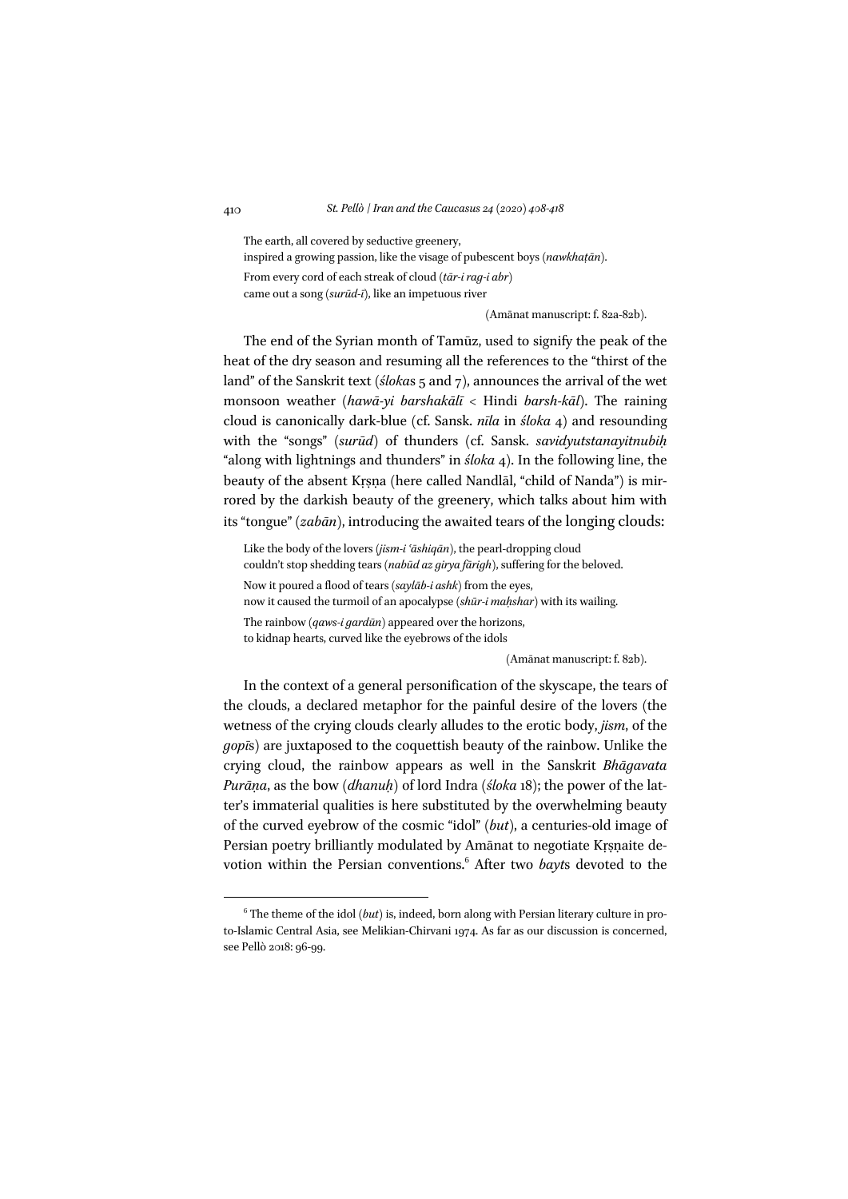The earth, all covered by seductive greenery,
inspired a growing passion, like the visage of pubescent boys (*nawkhaṭān*).
From every cord of each streak of cloud (*tār-i rag-i abr*)
came out a song (*surūd-ī*), like an impetuous river

(Amānat manuscript: f. 82a-82b).

The end of the Syrian month of Tamūz, used to signify the peak of the heat of the dry season and resuming all the references to the "thirst of the land" of the Sanskrit text (*śloka*s 5 and 7), announces the arrival of the wet monsoon weather (*hawā-yi barshakālī* < Hindi *barsh-kāl*). The raining cloud is canonically dark-blue (cf. Sansk. *nīla* in *śloka* 4) and resounding with the "songs" (*surūd*) of thunders (cf. Sansk. *savidyutstanayitnubiḥ* "along with lightnings and thunders" in *śloka* 4). In the following line, the beauty of the absent Kṛṣṇa (here called Nandlāl, "child of Nanda") is mirrored by the darkish beauty of the greenery, which talks about him with its "tongue" (*zabān*), introducing the awaited tears of the longing clouds:

Like the body of the lovers (*jism-i ʿāshiqān*), the pearl-dropping cloud
couldn't stop shedding tears (*nabūd az girya fārigh*), suffering for the beloved.
Now it poured a flood of tears (*saylāb-i ashk*) from the eyes,
now it caused the turmoil of an apocalypse (*shūr-i maḥshar*) with its wailing.
The rainbow (*qaws-i gardūn*) appeared over the horizons,
to kidnap hearts, curved like the eyebrows of the idols

(Amānat manuscript: f. 82b).

In the context of a general personification of the skyscape, the tears of the clouds, a declared metaphor for the painful desire of the lovers (the wetness of the crying clouds clearly alludes to the erotic body, *jism*, of the *gopī*s) are juxtaposed to the coquettish beauty of the rainbow. Unlike the crying cloud, the rainbow appears as well in the Sanskrit *Bhāgavata Purāṇa*, as the bow (*dhanuḥ*) of lord Indra (*śloka* 18); the power of the latter's immaterial qualities is here substituted by the overwhelming beauty of the curved eyebrow of the cosmic "idol" (*but*), a centuries-old image of Persian poetry brilliantly modulated by Amānat to negotiate Kṛṣṇaite devotion within the Persian conventions.[6] After two *bayt*s devoted to the

[6] The theme of the idol (*but*) is, indeed, born along with Persian literary culture in proto-Islamic Central Asia, see Melikian-Chirvani 1974. As far as our discussion is concerned, see Pellò 2018: 96-99.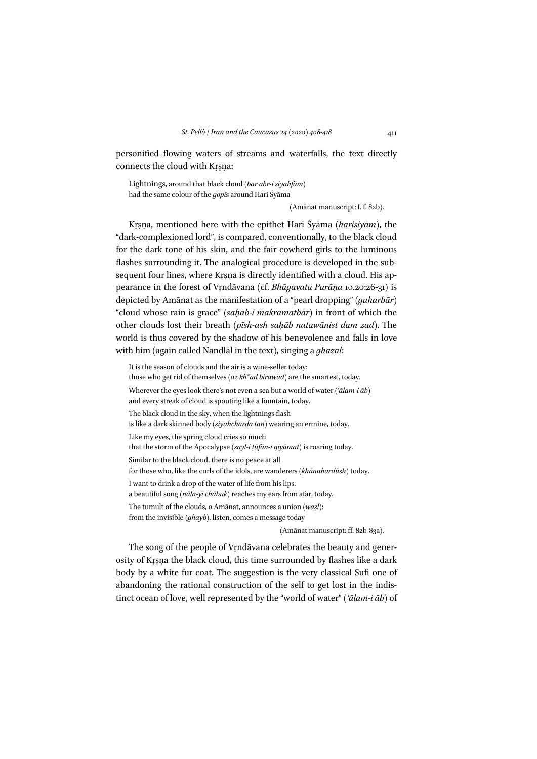personified flowing waters of streams and waterfalls, the text directly connects the cloud with Kṛṣṇa:

> Lightnings, around that black cloud (*bar abr-i siyahfām*)
> had the same colour of the *gopī*s around Hari Śyāma
>
> (Amānat manuscript: f. f. 82b).

Kṛṣṇa, mentioned here with the epithet Hari Śyāma (*harisiyām*), the "dark-complexioned lord", is compared, conventionally, to the black cloud for the dark tone of his skin, and the fair cowherd girls to the luminous flashes surrounding it. The analogical procedure is developed in the subsequent four lines, where Kṛṣṇa is directly identified with a cloud. His appearance in the forest of Vṛndāvana (cf. *Bhāgavata Purāṇa* 10.20:26-31) is depicted by Amānat as the manifestation of a "pearl dropping" (*guharbār*) "cloud whose rain is grace" (*saḥāb-i makramatbār*) in front of which the other clouds lost their breath (*pīsh-ash saḥāb natawānist dam zad*). The world is thus covered by the shadow of his benevolence and falls in love with him (again called Nandlāl in the text), singing a *ghazal*:

> It is the season of clouds and the air is a wine-seller today:
> those who get rid of themselves (*az khᵂad birawad*) are the smartest, today.
>
> Wherever the eyes look there's not even a sea but a world of water (*ʿālam-i āb*)
> and every streak of cloud is spouting like a fountain, today.
>
> The black cloud in the sky, when the lightnings flash
> is like a dark skinned body (*siyahcharda tan*) wearing an ermine, today.
>
> Like my eyes, the spring cloud cries so much
> that the storm of the Apocalypse (*sayl-i ṭūfān-i qiyāmat*) is roaring today.
>
> Similar to the black cloud, there is no peace at all
> for those who, like the curls of the idols, are wanderers (*khānabardūsh*) today.
>
> I want to drink a drop of the water of life from his lips:
> a beautiful song (*nāla-yi chābuk*) reaches my ears from afar, today.
>
> The tumult of the clouds, o Amānat, announces a union (*waṣl*):
> from the invisible (*ghayb*), listen, comes a message today
>
> (Amānat manuscript: ff. 82b-83a).

The song of the people of Vṛndāvana celebrates the beauty and generosity of Kṛṣṇa the black cloud, this time surrounded by flashes like a dark body by a white fur coat. The suggestion is the very classical Sufi one of abandoning the rational construction of the self to get lost in the indistinct ocean of love, well represented by the "world of water" (*ʿālam-i āb*) of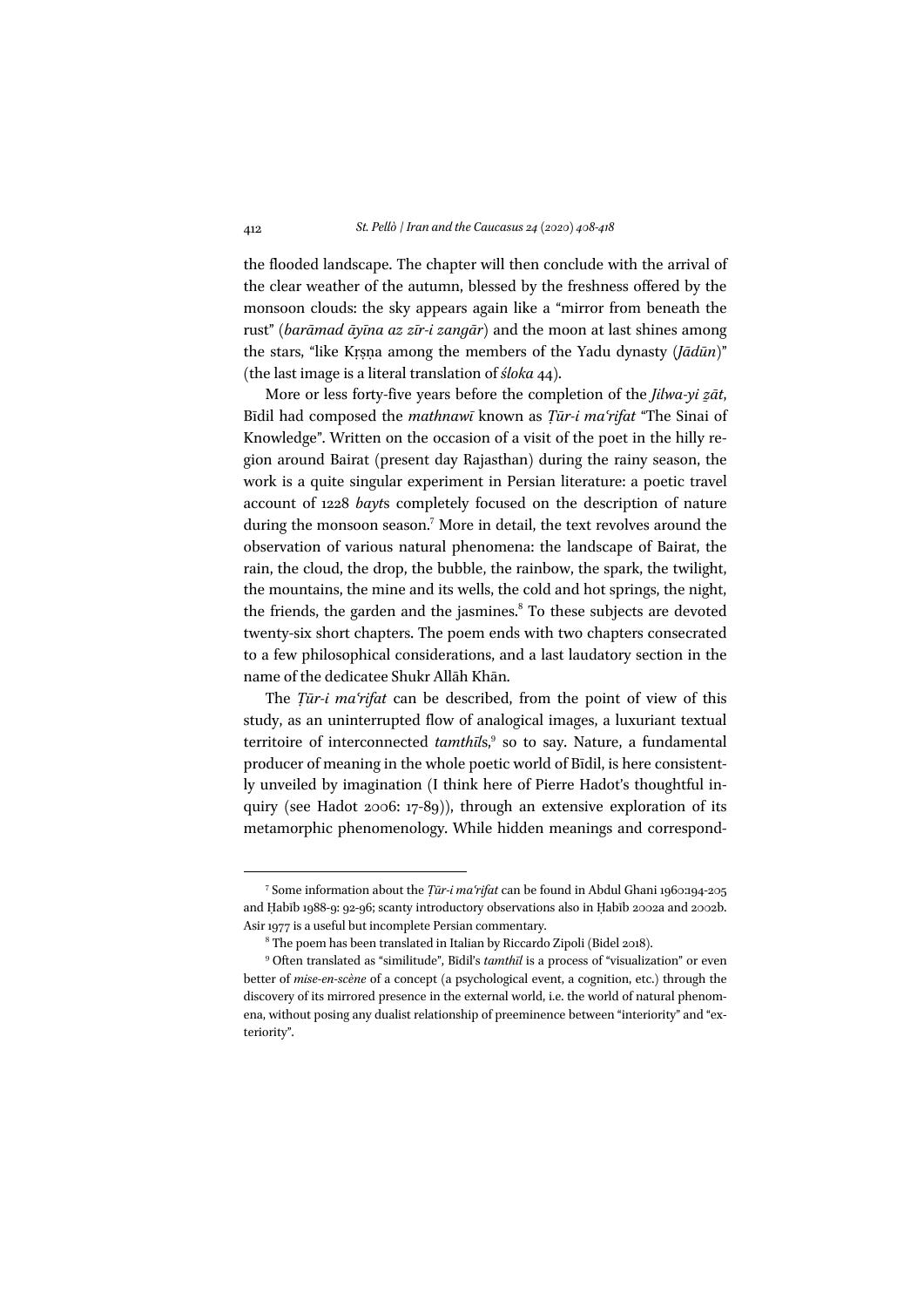the flooded landscape. The chapter will then conclude with the arrival of the clear weather of the autumn, blessed by the freshness offered by the monsoon clouds: the sky appears again like a "mirror from beneath the rust" (*barāmad āyīna az zīr-i zangār*) and the moon at last shines among the stars, "like Kṛṣṇa among the members of the Yadu dynasty (*Jādūn*)" (the last image is a literal translation of *śloka* 44).

More or less forty-five years before the completion of the *Jilwa-yi ẕāt*, Bīdil had composed the *mathnawī* known as *Ṭūr-i maʿrifat* "The Sinai of Knowledge". Written on the occasion of a visit of the poet in the hilly region around Bairat (present day Rajasthan) during the rainy season, the work is a quite singular experiment in Persian literature: a poetic travel account of 1228 *bayt*s completely focused on the description of nature during the monsoon season.[7] More in detail, the text revolves around the observation of various natural phenomena: the landscape of Bairat, the rain, the cloud, the drop, the bubble, the rainbow, the spark, the twilight, the mountains, the mine and its wells, the cold and hot springs, the night, the friends, the garden and the jasmines.[8] To these subjects are devoted twenty-six short chapters. The poem ends with two chapters consecrated to a few philosophical considerations, and a last laudatory section in the name of the dedicatee Shukr Allāh Khān.

The *Ṭūr-i maʿrifat* can be described, from the point of view of this study, as an uninterrupted flow of analogical images, a luxuriant textual territoire of interconnected *tamthīl*s,[9] so to say. Nature, a fundamental producer of meaning in the whole poetic world of Bīdil, is here consistently unveiled by imagination (I think here of Pierre Hadot's thoughtful inquiry (see Hadot 2006: 17-89)), through an extensive exploration of its metamorphic phenomenology. While hidden meanings and correspond-

---

[7] Some information about the *Ṭūr-i maʿrifat* can be found in Abdul Ghani 1960:194-205 and Ḥabīb 1988-9: 92-96; scanty introductory observations also in Ḥabīb 2002a and 2002b. Asir 1977 is a useful but incomplete Persian commentary.

[8] The poem has been translated in Italian by Riccardo Zipoli (Bidel 2018).

[9] Often translated as "similitude", Bīdil's *tamthīl* is a process of "visualization" or even better of *mise-en-scène* of a concept (a psychological event, a cognition, etc.) through the discovery of its mirrored presence in the external world, i.e. the world of natural phenomena, without posing any dualist relationship of preeminence between "interiority" and "exteriority".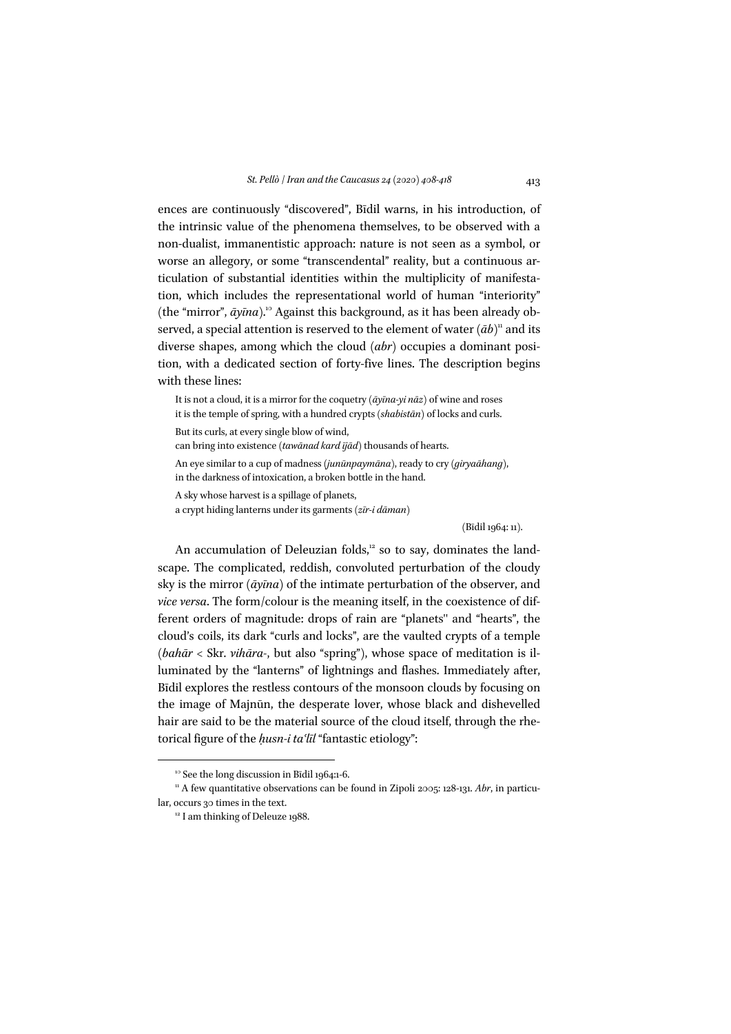ences are continuously "discovered", Bīdil warns, in his introduction, of the intrinsic value of the phenomena themselves, to be observed with a non-dualist, immanentistic approach: nature is not seen as a symbol, or worse an allegory, or some "transcendental" reality, but a continuous articulation of substantial identities within the multiplicity of manifestation, which includes the representational world of human "interiority" (the "mirror", *āyīna*).[10] Against this background, as it has been already observed, a special attention is reserved to the element of water (*āb*)[11] and its diverse shapes, among which the cloud (*abr*) occupies a dominant position, with a dedicated section of forty-five lines. The description begins with these lines:

> It is not a cloud, it is a mirror for the coquetry (*āyīna-yi nāz*) of wine and roses
> it is the temple of spring, with a hundred crypts (*shabistān*) of locks and curls.
>
> But its curls, at every single blow of wind,
> can bring into existence (*tawānad kard ījād*) thousands of hearts.
>
> An eye similar to a cup of madness (*junūnpaymāna*), ready to cry (*giryaāhang*),
> in the darkness of intoxication, a broken bottle in the hand.
>
> A sky whose harvest is a spillage of planets,
> a crypt hiding lanterns under its garments (*zīr-i dāman*)
>
> (Bīdil 1964: 11).

An accumulation of Deleuzian folds,[12] so to say, dominates the landscape. The complicated, reddish, convoluted perturbation of the cloudy sky is the mirror (*āyīna*) of the intimate perturbation of the observer, and *vice versa*. The form/colour is the meaning itself, in the coexistence of different orders of magnitude: drops of rain are "planets" and "hearts", the cloud's coils, its dark "curls and locks", are the vaulted crypts of a temple (*bahār* < Skr. *vihāra-*, but also "spring"), whose space of meditation is illuminated by the "lanterns" of lightnings and flashes. Immediately after, Bīdil explores the restless contours of the monsoon clouds by focusing on the image of Majnūn, the desperate lover, whose black and dishevelled hair are said to be the material source of the cloud itself, through the rhetorical figure of the *ḥusn-i taʿlīl* "fantastic etiology":

---

[10] See the long discussion in Bīdil 1964:1-6.

[11] A few quantitative observations can be found in Zipoli 2005: 128-131. *Abr*, in particular, occurs 30 times in the text.

[12] I am thinking of Deleuze 1988.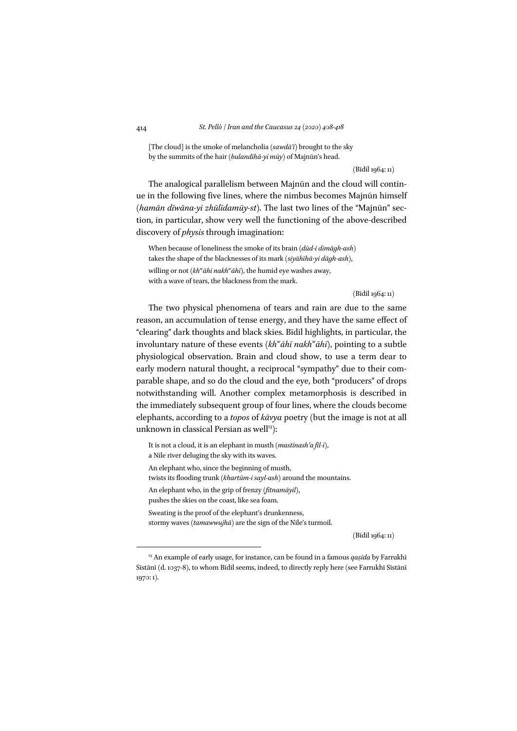[The cloud] is the smoke of melancholia (*sawdā'ī*) brought to the sky
by the summits of the hair (*bulandīhā-yi mūy*) of Majnūn's head.

(Bīdil 1964: 11)

The analogical parallelism between Majnūn and the cloud will continue in the following five lines, where the nimbus becomes Majnūn himself (*hamān dīwāna-yi zhūlīdamūy-st*). The last two lines of the "Majnūn" section, in particular, show very well the functioning of the above-described discovery of *physis* through imagination:

When because of loneliness the smoke of its brain (*dūd-i dimāgh-ash*)
takes the shape of the blacknesses of its mark (*siyāhīhā-yi dāgh-ash*),
willing or not (*khʷāhī nakhʷāhī*), the humid eye washes away,
with a wave of tears, the blackness from the mark.

(Bīdil 1964: 11)

The two physical phenomena of tears and rain are due to the same reason, an accumulation of tense energy, and they have the same effect of "clearing" dark thoughts and black skies. Bīdil highlights, in particular, the involuntary nature of these events (*khʷāhī nakhʷāhī*), pointing to a subtle physiological observation. Brain and cloud show, to use a term dear to early modern natural thought, a reciprocal "sympathy" due to their comparable shape, and so do the cloud and the eye, both "producers" of drops notwithstanding will. Another complex metamorphosis is described in the immediately subsequent group of four lines, where the clouds become elephants, according to a *topos* of *kāvya* poetry (but the image is not at all unknown in classical Persian as well[13]):

It is not a cloud, it is an elephant in musth (*mastīnash'a fīl-ī*),
a Nile river deluging the sky with its waves.

An elephant who, since the beginning of musth,
twists its flooding trunk (*khartūm-i sayl-ash*) around the mountains.

An elephant who, in the grip of frenzy (*fitnamāyil*),
pushes the skies on the coast, like sea foam.

Sweating is the proof of the elephant's drunkenness,
stormy waves (*tamawwujhā*) are the sign of the Nile's turmoil.

(Bīdil 1964: 11)

[13] An example of early usage, for instance, can be found in a famous *qaṣīda* by Farrukhī Sīstānī (d. 1037-8), to whom Bīdil seems, indeed, to directly reply here (see Farrukhī Sīstānī 1970: 1).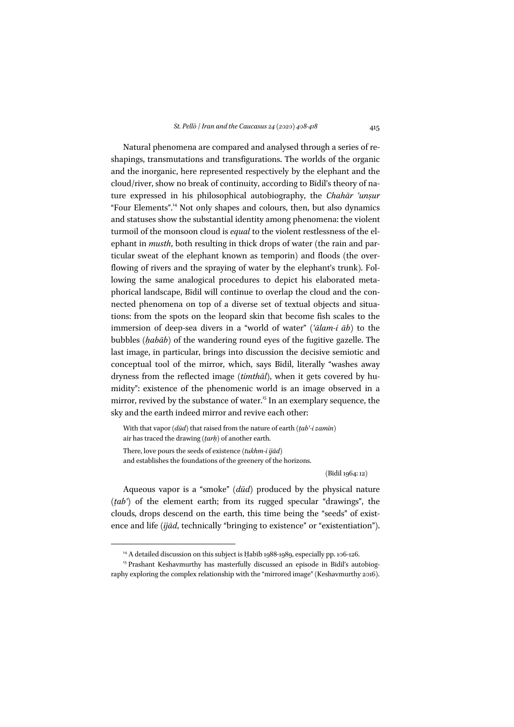Natural phenomena are compared and analysed through a series of reshapings, transmutations and transfigurations. The worlds of the organic and the inorganic, here represented respectively by the elephant and the cloud/river, show no break of continuity, according to Bīdil's theory of nature expressed in his philosophical autobiography, the *Chahār ʿunṣur* "Four Elements".[14] Not only shapes and colours, then, but also dynamics and statuses show the substantial identity among phenomena: the violent turmoil of the monsoon cloud is *equal* to the violent restlessness of the elephant in *musth*, both resulting in thick drops of water (the rain and particular sweat of the elephant known as temporin) and floods (the overflowing of rivers and the spraying of water by the elephant's trunk). Following the same analogical procedures to depict his elaborated metaphorical landscape, Bīdil will continue to overlap the cloud and the connected phenomena on top of a diverse set of textual objects and situations: from the spots on the leopard skin that become fish scales to the immersion of deep-sea divers in a "world of water" (*ʿālam-i āb*) to the bubbles (*ḥabāb*) of the wandering round eyes of the fugitive gazelle. The last image, in particular, brings into discussion the decisive semiotic and conceptual tool of the mirror, which, says Bīdil, literally "washes away dryness from the reflected image (*timthāl*), when it gets covered by humidity": existence of the phenomenic world is an image observed in a mirror, revived by the substance of water.[15] In an exemplary sequence, the sky and the earth indeed mirror and revive each other:

> With that vapor (*dūd*) that raised from the nature of earth (*ṭabʿ-i zamīn*)
> air has traced the drawing (*ṭarḥ*) of another earth.
>
> There, love pours the seeds of existence (*tukhm-i ījād*)
> and establishes the foundations of the greenery of the horizons.
>
> (Bīdil 1964: 12)

Aqueous vapor is a "smoke" (*dūd*) produced by the physical nature (*ṭabʿ*) of the element earth; from its rugged specular "drawings", the clouds, drops descend on the earth, this time being the "seeds" of existence and life (*ījād*, technically "bringing to existence" or "existentiation").

---

[14] A detailed discussion on this subject is Ḥabīb 1988-1989, especially pp. 106-126.

[15] Prashant Keshavmurthy has masterfully discussed an episode in Bīdil's autobiography exploring the complex relationship with the "mirrored image" (Keshavmurthy 2016).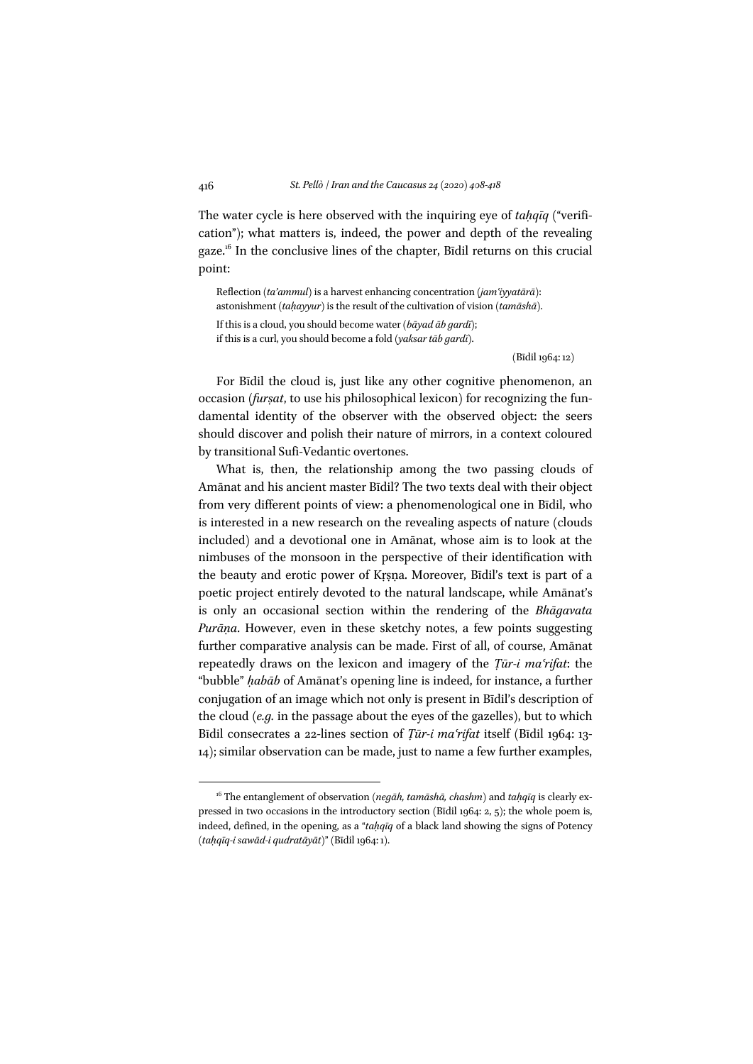The water cycle is here observed with the inquiring eye of *taḥqīq* ("verification"); what matters is, indeed, the power and depth of the revealing gaze.[16] In the conclusive lines of the chapter, Bīdil returns on this crucial point:

> Reflection (*ta'ammul*) is a harvest enhancing concentration (*jam'iyyatārā*): astonishment (*taḥayyur*) is the result of the cultivation of vision (*tamāshā*).
>
> If this is a cloud, you should become water (*bāyad āb gardī*); if this is a curl, you should become a fold (*yaksar tāb gardī*).
>
> (Bīdil 1964: 12)

For Bīdil the cloud is, just like any other cognitive phenomenon, an occasion (*furṣat*, to use his philosophical lexicon) for recognizing the fundamental identity of the observer with the observed object: the seers should discover and polish their nature of mirrors, in a context coloured by transitional Sufi-Vedantic overtones.

What is, then, the relationship among the two passing clouds of Amānat and his ancient master Bīdil? The two texts deal with their object from very different points of view: a phenomenological one in Bīdil, who is interested in a new research on the revealing aspects of nature (clouds included) and a devotional one in Amānat, whose aim is to look at the nimbuses of the monsoon in the perspective of their identification with the beauty and erotic power of Kṛṣṇa. Moreover, Bīdil's text is part of a poetic project entirely devoted to the natural landscape, while Amānat's is only an occasional section within the rendering of the *Bhāgavata Purāṇa*. However, even in these sketchy notes, a few points suggesting further comparative analysis can be made. First of all, of course, Amānat repeatedly draws on the lexicon and imagery of the *Ṭūr-i ma'rifat*: the "bubble" *ḥabāb* of Amānat's opening line is indeed, for instance, a further conjugation of an image which not only is present in Bīdil's description of the cloud (*e.g.* in the passage about the eyes of the gazelles), but to which Bīdil consecrates a 22-lines section of *Ṭūr-i ma'rifat* itself (Bīdil 1964: 13-14); similar observation can be made, just to name a few further examples,

---

[16] The entanglement of observation (*negāh, tamāshā, chashm*) and *taḥqīq* is clearly expressed in two occasions in the introductory section (Bīdil 1964: 2, 5); the whole poem is, indeed, defined, in the opening, as a "*taḥqīq* of a black land showing the signs of Potency (*taḥqīq-i sawād-i qudratāyāt*)" (Bīdil 1964: 1).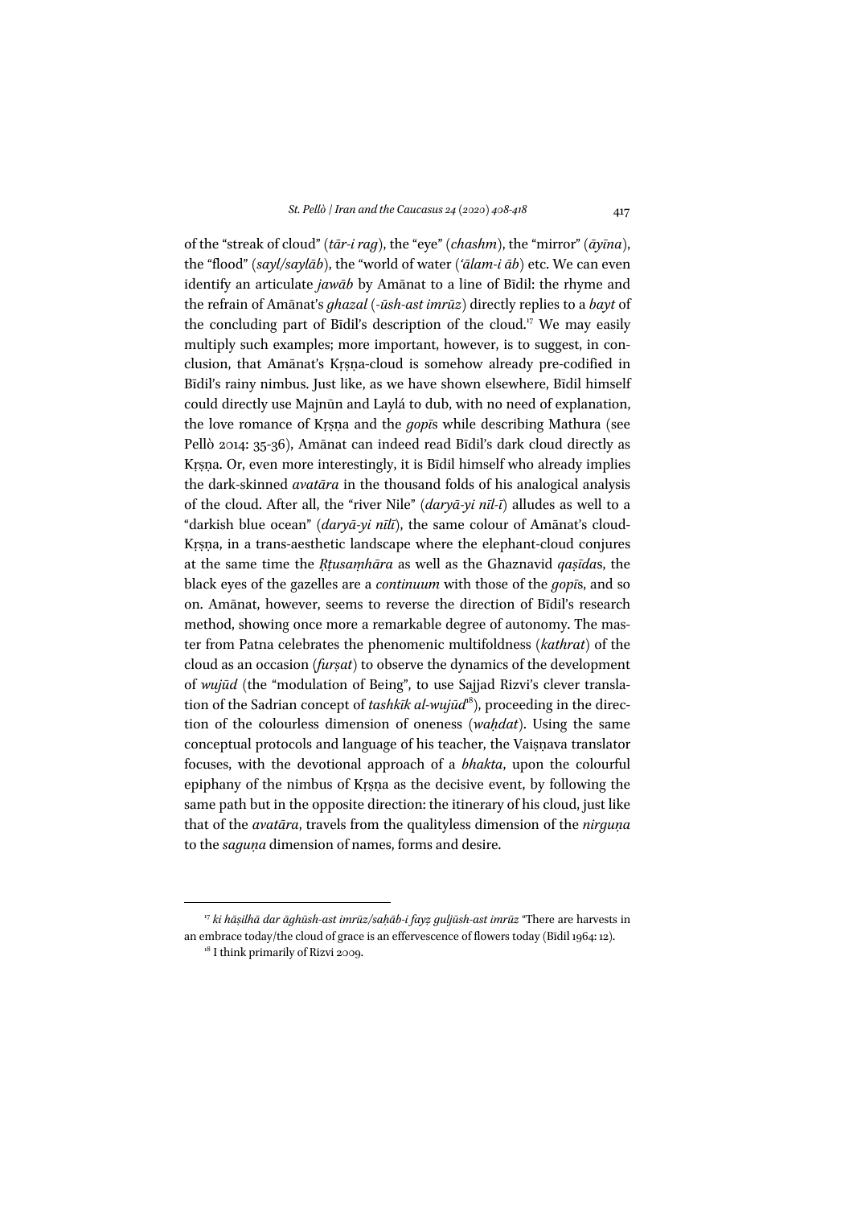of the "streak of cloud" (*tār-i rag*), the "eye" (*chashm*), the "mirror" (*āyīna*), the "flood" (*sayl/saylāb*), the "world of water (*ʿālam-i āb*) etc. We can even identify an articulate *jawāb* by Amānat to a line of Bīdil: the rhyme and the refrain of Amānat's *ghazal* (*-ūsh-ast imrūz*) directly replies to a *bayt* of the concluding part of Bīdil's description of the cloud.[17] We may easily multiply such examples; more important, however, is to suggest, in conclusion, that Amānat's Kṛṣṇa-cloud is somehow already pre-codified in Bīdil's rainy nimbus. Just like, as we have shown elsewhere, Bīdil himself could directly use Majnūn and Laylá to dub, with no need of explanation, the love romance of Kṛṣṇa and the *gopī*s while describing Mathura (see Pellò 2014: 35-36), Amānat can indeed read Bīdil's dark cloud directly as Kṛṣṇa. Or, even more interestingly, it is Bīdil himself who already implies the dark-skinned *avatāra* in the thousand folds of his analogical analysis of the cloud. After all, the "river Nile" (*daryā-yi nīl-ī*) alludes as well to a "darkish blue ocean" (*daryā-yi nīlī*), the same colour of Amānat's cloud-Kṛṣṇa, in a trans-aesthetic landscape where the elephant-cloud conjures at the same time the *Ṛtusaṃhāra* as well as the Ghaznavid *qaṣīda*s, the black eyes of the gazelles are a *continuum* with those of the *gopī*s, and so on. Amānat, however, seems to reverse the direction of Bīdil's research method, showing once more a remarkable degree of autonomy. The master from Patna celebrates the phenomenic multifoldness (*kathrat*) of the cloud as an occasion (*furṣat*) to observe the dynamics of the development of *wujūd* (the "modulation of Being", to use Sajjad Rizvi's clever translation of the Sadrian concept of *tashkīk al-wujūd*[18]), proceeding in the direction of the colourless dimension of oneness (*waḥdat*). Using the same conceptual protocols and language of his teacher, the Vaiṣṇava translator focuses, with the devotional approach of a *bhakta*, upon the colourful epiphany of the nimbus of Kṛṣṇa as the decisive event, by following the same path but in the opposite direction: the itinerary of his cloud, just like that of the *avatāra*, travels from the qualityless dimension of the *nirguṇa* to the *saguṇa* dimension of names, forms and desire.

---

[17] *ki ḥāṣilhā dar āghūsh-ast imrūz/saḥāb-i fayẓ guljūsh-ast imrūz* "There are harvests in an embrace today/the cloud of grace is an effervescence of flowers today (Bīdil 1964: 12).

[18] I think primarily of Rizvi 2009.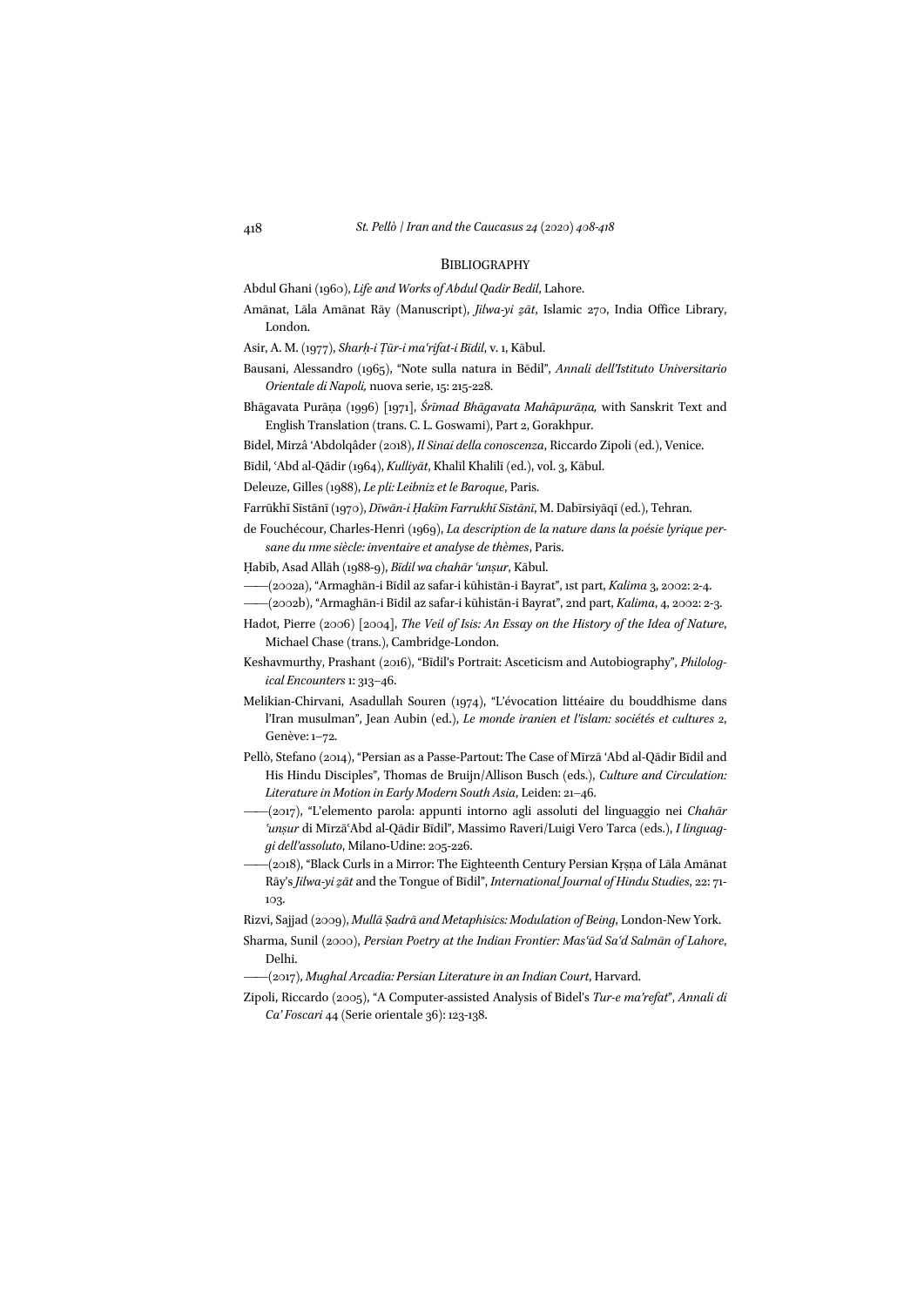## Bibliography

Abdul Ghani (1960), *Life and Works of Abdul Qadir Bedil*, Lahore.

Amānat, Lāla Amānat Rāy (Manuscript), *Jilwa-yi ẕāt*, Islamic 270, India Office Library, London.

Asir, A. M. (1977), *Sharḥ-i Ṭūr-i ma'rifat-i Bīdil*, v. 1, Kābul.

Bausani, Alessandro (1965), "Note sulla natura in Bēdil", *Annali dell'Istituto Universitario Orientale di Napoli,* nuova serie, 15: 215-228.

Bhāgavata Purāṇa (1996) [1971], *Śrīmad Bhāgavata Mahāpurāṇa,* with Sanskrit Text and English Translation (trans. C. L. Goswami), Part 2, Gorakhpur.

Bidel, Mirzâ 'Abdolqâder (2018), *Il Sinai della conoscenza*, Riccardo Zipoli (ed.), Venice.

Bīdil, 'Abd al-Qādir (1964), *Kulliyāt*, Khalīl Khalīlī (ed.), vol. 3, Kābul.

Deleuze, Gilles (1988), *Le pli: Leibniz et le Baroque*, Paris.

Farrūkhī Sīstānī (1970), *Dīwān-i Ḥakīm Farrukhī Sīstānī*, M. Dabīrsiyāqī (ed.), Tehran.

de Fouchécour, Charles-Henri (1969), *La description de la nature dans la poésie lyrique persane du 11me siècle: inventaire et analyse de thèmes*, Paris.

Ḥabīb, Asad Allāh (1988-9), *Bīdil wa chahār 'unṣur*, Kābul.

——(2002a), "Armaghān-i Bīdil az safar-i kūhistān-i Bayrat", 1st part, *Kalima* 3, 2002: 2-4.

——(2002b), "Armaghān-i Bīdil az safar-i kūhistān-i Bayrat", 2nd part, *Kalima*, 4, 2002: 2-3.

Hadot, Pierre (2006) [2004], *The Veil of Isis: An Essay on the History of the Idea of Nature*, Michael Chase (trans.), Cambridge-London.

Keshavmurthy, Prashant (2016), "Bīdil's Portrait: Asceticism and Autobiography", *Philological Encounters* 1: 313–46.

Melikian-Chirvani, Asadullah Souren (1974), "L'évocation littéaire du bouddhisme dans l'Iran musulman", Jean Aubin (ed.), *Le monde iranien et l'islam: sociétés et cultures 2*, Genève: 1–72.

Pellò, Stefano (2014), "Persian as a Passe-Partout: The Case of Mīrzā 'Abd al-Qādir Bīdil and His Hindu Disciples", Thomas de Bruijn/Allison Busch (eds.), *Culture and Circulation: Literature in Motion in Early Modern South Asia*, Leiden: 21–46.

——(2017), "L'elemento parola: appunti intorno agli assoluti del linguaggio nei *Chahār 'unṣur* di Mīrzā'Abd al-Qādir Bīdil", Massimo Raveri/Luigi Vero Tarca (eds.), *I linguaggi dell'assoluto*, Milano-Udine: 205-226.

——(2018), "Black Curls in a Mirror: The Eighteenth Century Persian Kṛṣṇa of Lāla Amānat Rāy's *Jilwa-yi ẕāt* and the Tongue of Bīdil", *International Journal of Hindu Studies*, 22: 71-103.

Rizvi, Sajjad (2009), *Mullā Ṣadrā and Metaphisics: Modulation of Being*, London-New York.

Sharma, Sunil (2000), *Persian Poetry at the Indian Frontier: Mas'ūd Sa'd Salmān of Lahore*, Delhi.

——(2017), *Mughal Arcadia: Persian Literature in an Indian Court*, Harvard.

Zipoli, Riccardo (2005), "A Computer-assisted Analysis of Bidel's *Tur-e ma'refat*", *Annali di Ca' Foscari* 44 (Serie orientale 36): 123-138.